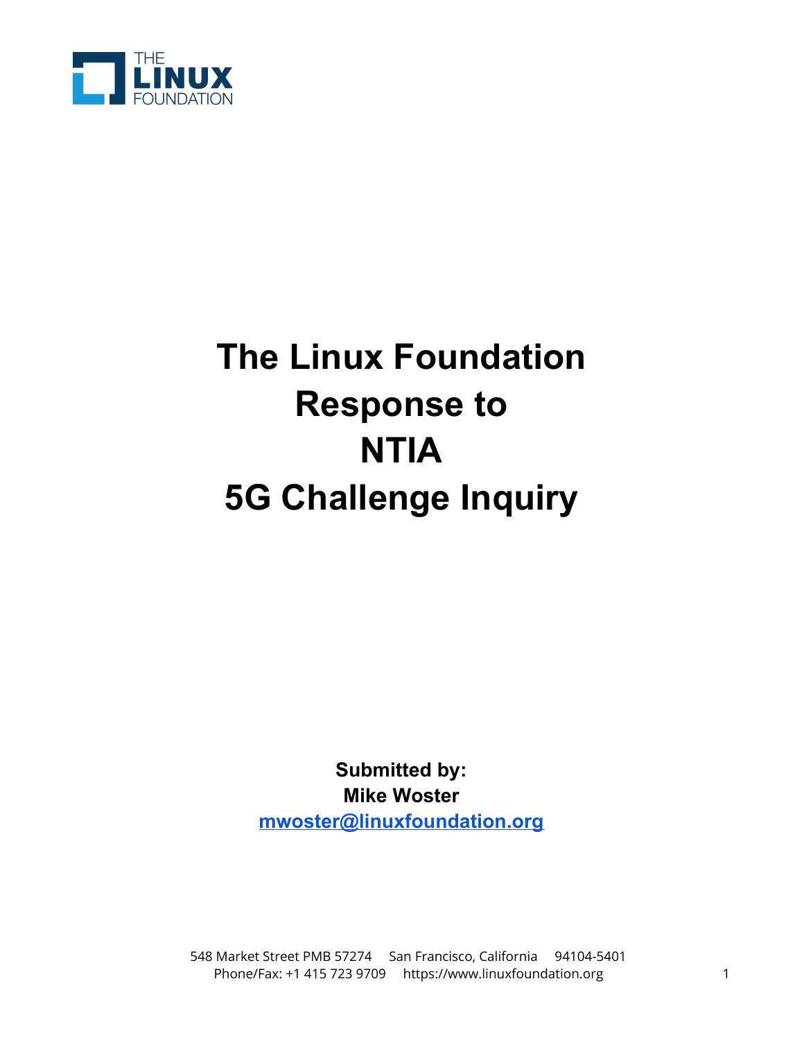# The Linux Foundation Response to NTIA 5G Challenge Inquiry

**Submitted by:**
**Mike Woster**
**mwoster@linuxfoundation.org**

548 Market Street PMB 57274 San Francisco, California 94104-5401
Phone/Fax: +1 415 723 9709 https://www.linuxfoundation.org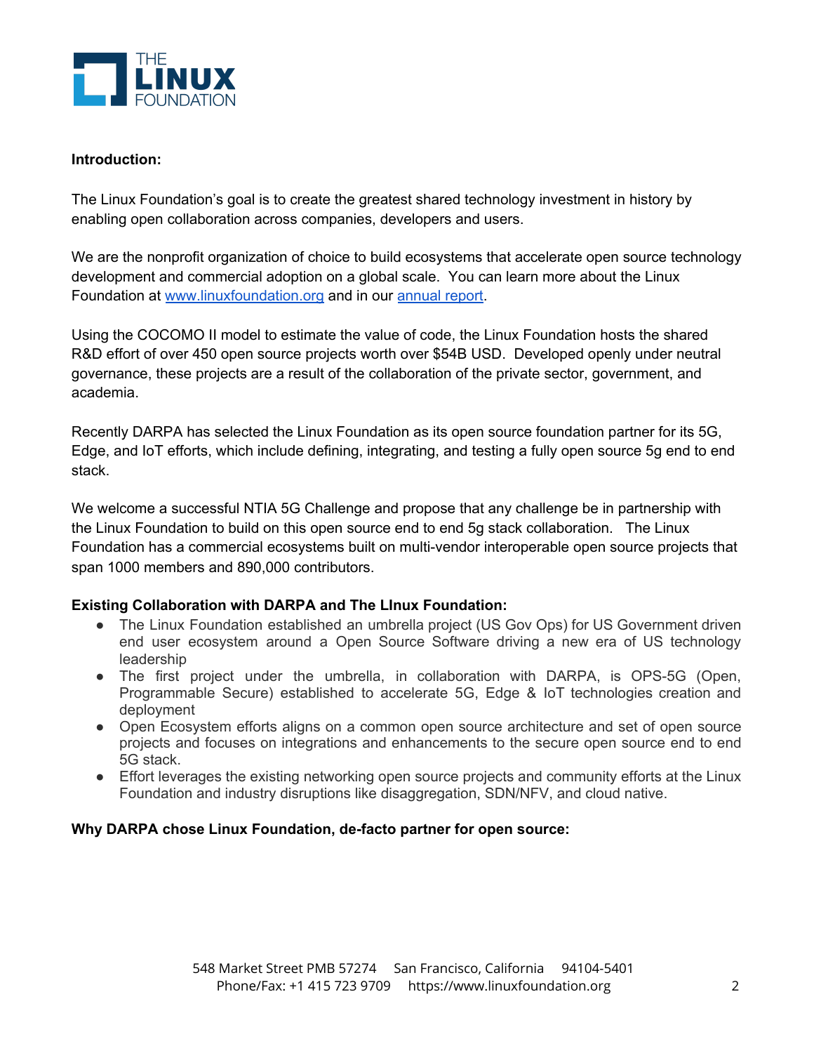**Introduction:**

The Linux Foundation's goal is to create the greatest shared technology investment in history by enabling open collaboration across companies, developers and users.

We are the nonprofit organization of choice to build ecosystems that accelerate open source technology development and commercial adoption on a global scale. You can learn more about the Linux Foundation at [www.linuxfoundation.org](http://www.linuxfoundation.org) and in our [annual report](#).

Using the COCOMO II model to estimate the value of code, the Linux Foundation hosts the shared R&D effort of over 450 open source projects worth over $54B USD. Developed openly under neutral governance, these projects are a result of the collaboration of the private sector, government, and academia.

Recently DARPA has selected the Linux Foundation as its open source foundation partner for its 5G, Edge, and IoT efforts, which include defining, integrating, and testing a fully open source 5g end to end stack.

We welcome a successful NTIA 5G Challenge and propose that any challenge be in partnership with the Linux Foundation to build on this open source end to end 5g stack collaboration. The Linux Foundation has a commercial ecosystems built on multi-vendor interoperable open source projects that span 1000 members and 890,000 contributors.

**Existing Collaboration with DARPA and The LInux Foundation:**

- The Linux Foundation established an umbrella project (US Gov Ops) for US Government driven end user ecosystem around a Open Source Software driving a new era of US technology leadership
- The first project under the umbrella, in collaboration with DARPA, is OPS-5G (Open, Programmable Secure) established to accelerate 5G, Edge & IoT technologies creation and deployment
- Open Ecosystem efforts aligns on a common open source architecture and set of open source projects and focuses on integrations and enhancements to the secure open source end to end 5G stack.
- Effort leverages the existing networking open source projects and community efforts at the Linux Foundation and industry disruptions like disaggregation, SDN/NFV, and cloud native.

**Why DARPA chose Linux Foundation, de-facto partner for open source:**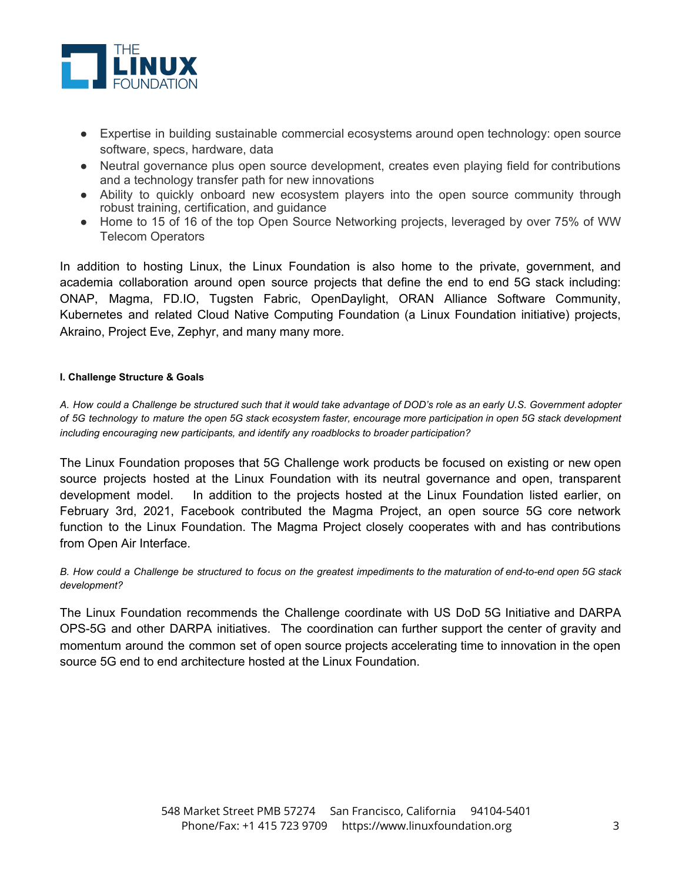- Expertise in building sustainable commercial ecosystems around open technology: open source software, specs, hardware, data
- Neutral governance plus open source development, creates even playing field for contributions and a technology transfer path for new innovations
- Ability to quickly onboard new ecosystem players into the open source community through robust training, certification, and guidance
- Home to 15 of 16 of the top Open Source Networking projects, leveraged by over 75% of WW Telecom Operators

In addition to hosting Linux, the Linux Foundation is also home to the private, government, and academia collaboration around open source projects that define the end to end 5G stack including: ONAP, Magma, FD.IO, Tugsten Fabric, OpenDaylight, ORAN Alliance Software Community, Kubernetes and related Cloud Native Computing Foundation (a Linux Foundation initiative) projects, Akraino, Project Eve, Zephyr, and many many more.

#### I. Challenge Structure & Goals

*A. How could a Challenge be structured such that it would take advantage of DOD's role as an early U.S. Government adopter of 5G technology to mature the open 5G stack ecosystem faster, encourage more participation in open 5G stack development including encouraging new participants, and identify any roadblocks to broader participation?*

The Linux Foundation proposes that 5G Challenge work products be focused on existing or new open source projects hosted at the Linux Foundation with its neutral governance and open, transparent development model. In addition to the projects hosted at the Linux Foundation listed earlier, on February 3rd, 2021, Facebook contributed the Magma Project, an open source 5G core network function to the Linux Foundation. The Magma Project closely cooperates with and has contributions from Open Air Interface.

*B. How could a Challenge be structured to focus on the greatest impediments to the maturation of end-to-end open 5G stack development?*

The Linux Foundation recommends the Challenge coordinate with US DoD 5G Initiative and DARPA OPS-5G and other DARPA initiatives. The coordination can further support the center of gravity and momentum around the common set of open source projects accelerating time to innovation in the open source 5G end to end architecture hosted at the Linux Foundation.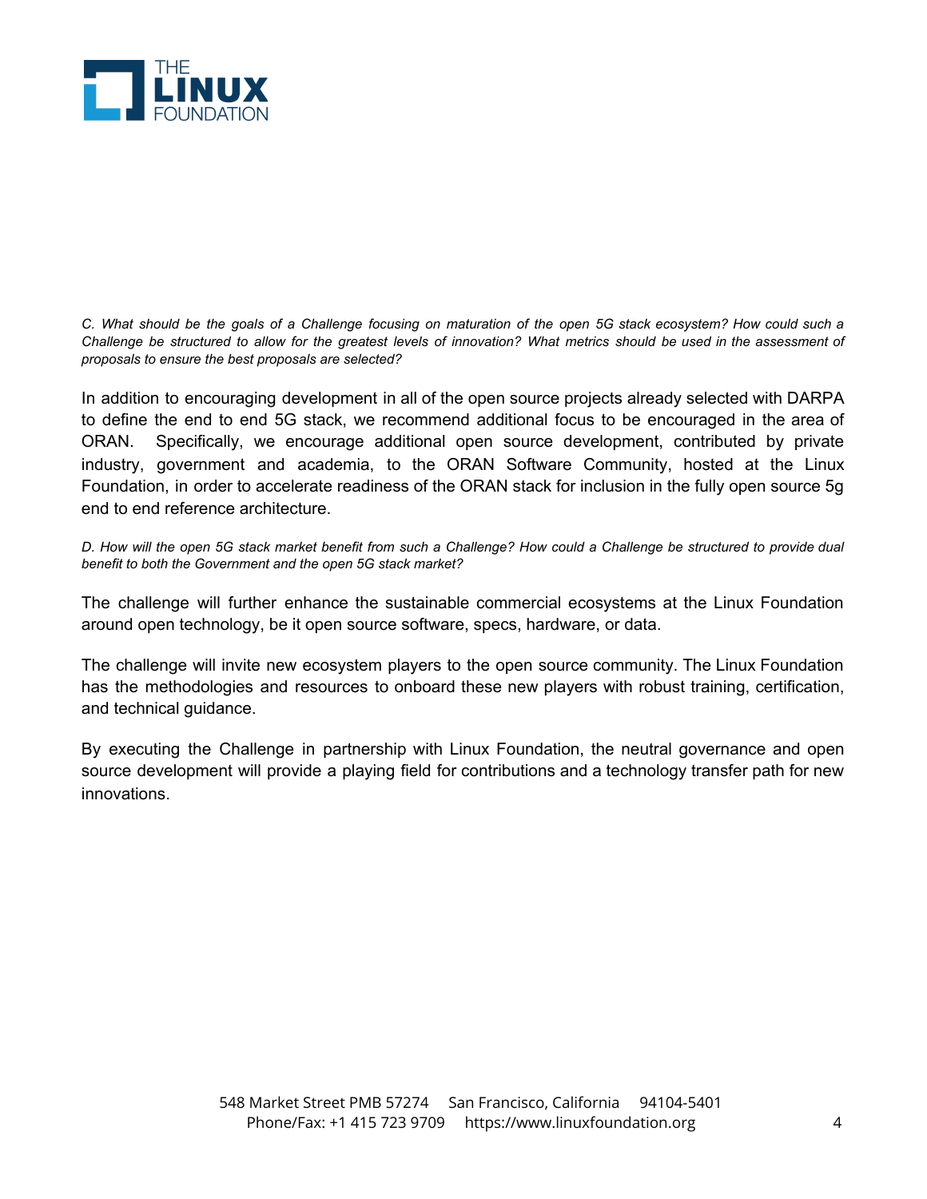*C. What should be the goals of a Challenge focusing on maturation of the open 5G stack ecosystem? How could such a Challenge be structured to allow for the greatest levels of innovation? What metrics should be used in the assessment of proposals to ensure the best proposals are selected?*

In addition to encouraging development in all of the open source projects already selected with DARPA to define the end to end 5G stack, we recommend additional focus to be encouraged in the area of ORAN. Specifically, we encourage additional open source development, contributed by private industry, government and academia, to the ORAN Software Community, hosted at the Linux Foundation, in order to accelerate readiness of the ORAN stack for inclusion in the fully open source 5g end to end reference architecture.

*D. How will the open 5G stack market benefit from such a Challenge? How could a Challenge be structured to provide dual benefit to both the Government and the open 5G stack market?*

The challenge will further enhance the sustainable commercial ecosystems at the Linux Foundation around open technology, be it open source software, specs, hardware, or data.

The challenge will invite new ecosystem players to the open source community. The Linux Foundation has the methodologies and resources to onboard these new players with robust training, certification, and technical guidance.

By executing the Challenge in partnership with Linux Foundation, the neutral governance and open source development will provide a playing field for contributions and a technology transfer path for new innovations.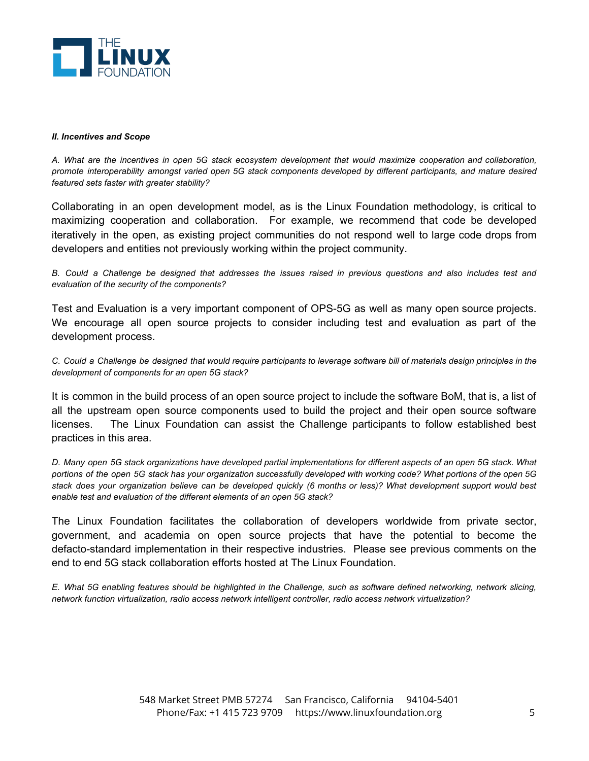***II. Incentives and Scope***

*A. What are the incentives in open 5G stack ecosystem development that would maximize cooperation and collaboration, promote interoperability amongst varied open 5G stack components developed by different participants, and mature desired featured sets faster with greater stability?*

Collaborating in an open development model, as is the Linux Foundation methodology, is critical to maximizing cooperation and collaboration. For example, we recommend that code be developed iteratively in the open, as existing project communities do not respond well to large code drops from developers and entities not previously working within the project community.

*B. Could a Challenge be designed that addresses the issues raised in previous questions and also includes test and evaluation of the security of the components?*

Test and Evaluation is a very important component of OPS-5G as well as many open source projects. We encourage all open source projects to consider including test and evaluation as part of the development process.

*C. Could a Challenge be designed that would require participants to leverage software bill of materials design principles in the development of components for an open 5G stack?*

It is common in the build process of an open source project to include the software BoM, that is, a list of all the upstream open source components used to build the project and their open source software licenses. The Linux Foundation can assist the Challenge participants to follow established best practices in this area.

*D. Many open 5G stack organizations have developed partial implementations for different aspects of an open 5G stack. What portions of the open 5G stack has your organization successfully developed with working code? What portions of the open 5G stack does your organization believe can be developed quickly (6 months or less)? What development support would best enable test and evaluation of the different elements of an open 5G stack?*

The Linux Foundation facilitates the collaboration of developers worldwide from private sector, government, and academia on open source projects that have the potential to become the defacto-standard implementation in their respective industries. Please see previous comments on the end to end 5G stack collaboration efforts hosted at The Linux Foundation.

*E. What 5G enabling features should be highlighted in the Challenge, such as software defined networking, network slicing, network function virtualization, radio access network intelligent controller, radio access network virtualization?*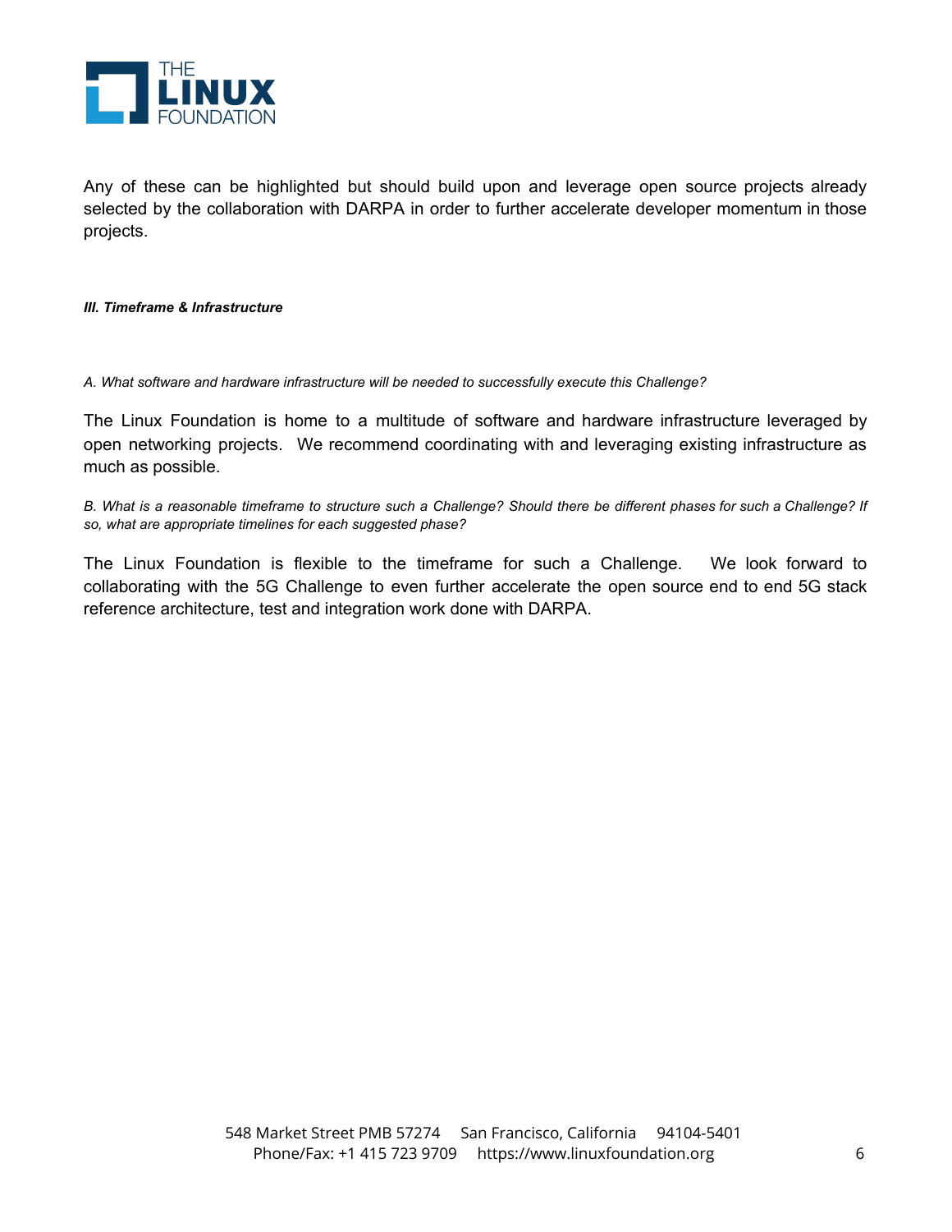Any of these can be highlighted but should build upon and leverage open source projects already selected by the collaboration with DARPA in order to further accelerate developer momentum in those projects.

***III. Timeframe & Infrastructure***

*A. What software and hardware infrastructure will be needed to successfully execute this Challenge?*

The Linux Foundation is home to a multitude of software and hardware infrastructure leveraged by open networking projects. We recommend coordinating with and leveraging existing infrastructure as much as possible.

*B. What is a reasonable timeframe to structure such a Challenge? Should there be different phases for such a Challenge? If so, what are appropriate timelines for each suggested phase?*

The Linux Foundation is flexible to the timeframe for such a Challenge. We look forward to collaborating with the 5G Challenge to even further accelerate the open source end to end 5G stack reference architecture, test and integration work done with DARPA.